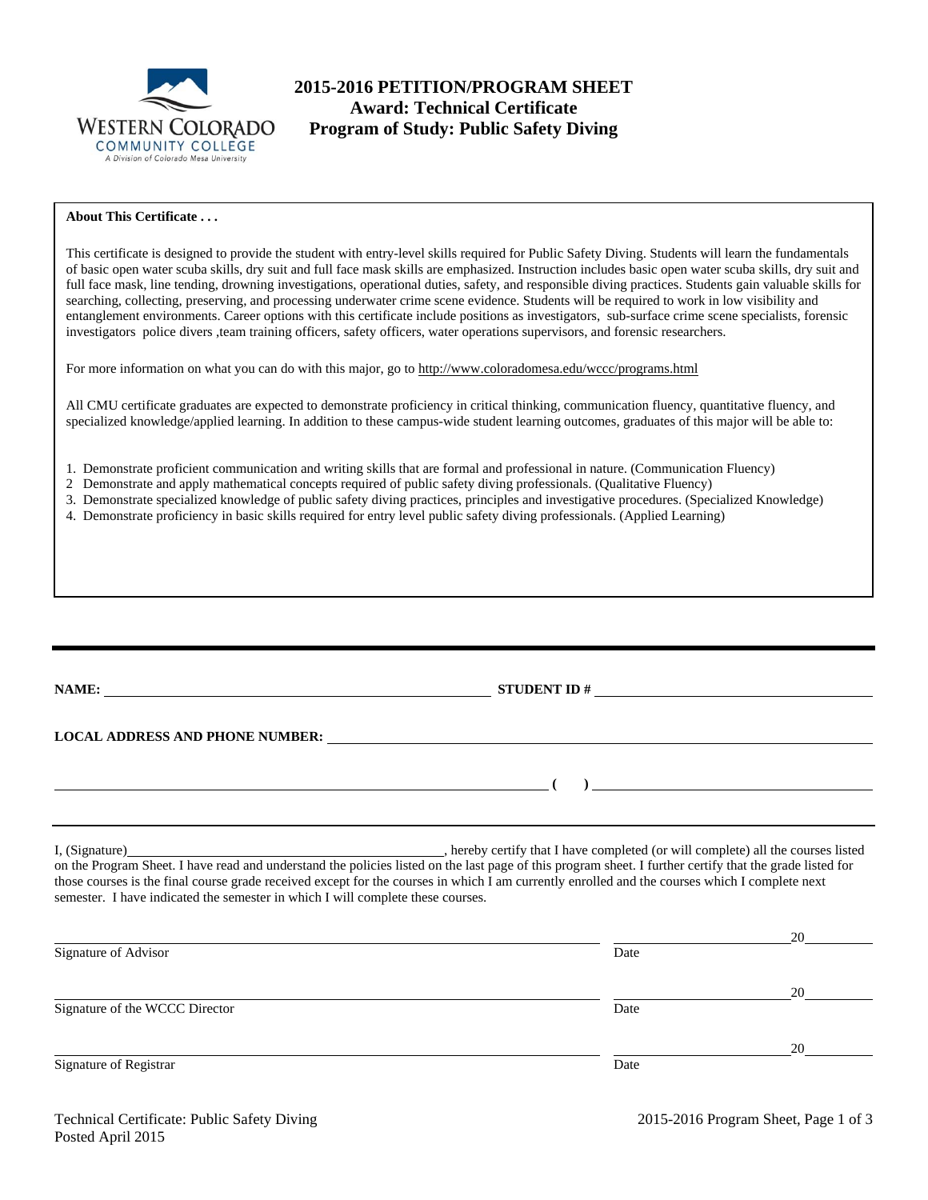# 2015-2016 PETITION/PROGRAM SHEET
## Award: Technical Certificate
## Program of Study: Public Safety Diving

WESTERN COLORADO COMMUNITY COLLEGE
*A Division of Colorado Mesa University*

**About This Certificate . . .**

This certificate is designed to provide the student with entry-level skills required for Public Safety Diving. Students will learn the fundamentals of basic open water scuba skills, dry suit and full face mask skills are emphasized. Instruction includes basic open water scuba skills, dry suit and full face mask, line tending, drowning investigations, operational duties, safety, and responsible diving practices. Students gain valuable skills for searching, collecting, preserving, and processing underwater crime scene evidence. Students will be required to work in low visibility and entanglement environments. Career options with this certificate include positions as investigators, sub-surface crime scene specialists, forensic investigators police divers ,team training officers, safety officers, water operations supervisors, and forensic researchers.

For more information on what you can do with this major, go to http://www.coloradomesa.edu/wccc/programs.html

All CMU certificate graduates are expected to demonstrate proficiency in critical thinking, communication fluency, quantitative fluency, and specialized knowledge/applied learning. In addition to these campus-wide student learning outcomes, graduates of this major will be able to:

1. Demonstrate proficient communication and writing skills that are formal and professional in nature. (Communication Fluency)
2. Demonstrate and apply mathematical concepts required of public safety diving professionals. (Qualitative Fluency)
3. Demonstrate specialized knowledge of public safety diving practices, principles and investigative procedures. (Specialized Knowledge)
4. Demonstrate proficiency in basic skills required for entry level public safety diving professionals. (Applied Learning)

---

**NAME:** ______________________________ **STUDENT ID #** ______________________________

**LOCAL ADDRESS AND PHONE NUMBER:** ______________________________

______________________________ **( )** ______________________________

---

I, (Signature)______________________________, hereby certify that I have completed (or will complete) all the courses listed on the Program Sheet. I have read and understand the policies listed on the last page of this program sheet. I further certify that the grade listed for those courses is the final course grade received except for the courses in which I am currently enrolled and the courses which I complete next semester. I have indicated the semester in which I will complete these courses.

______________________________ ______________ 20______
Signature of Advisor Date

______________________________ ______________ 20______
Signature of the WCCC Director Date

______________________________ ______________ 20______
Signature of Registrar Date

Technical Certificate: Public Safety Diving
Posted April 2015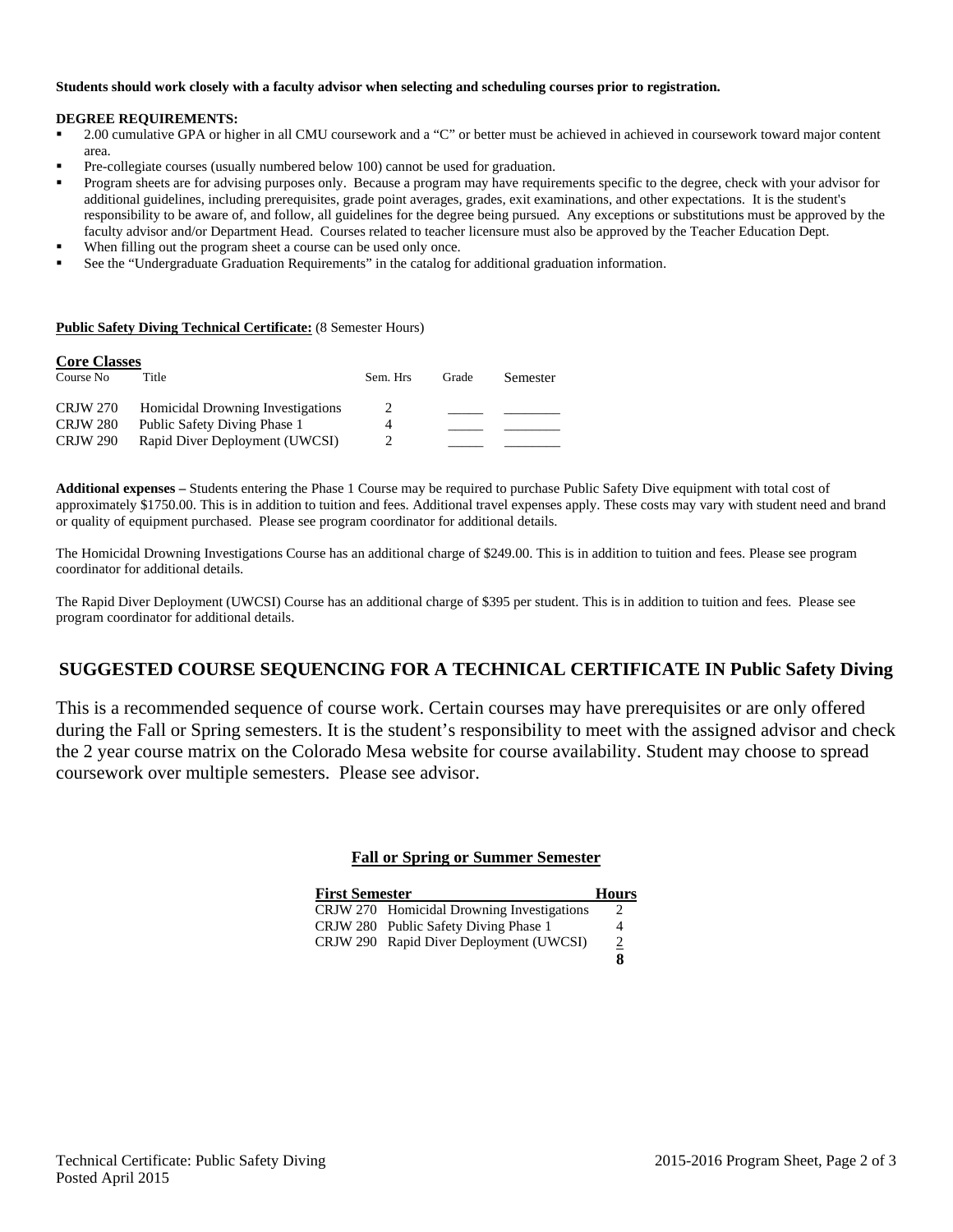**Students should work closely with a faculty advisor when selecting and scheduling courses prior to registration.**

**DEGREE REQUIREMENTS:**

- 2.00 cumulative GPA or higher in all CMU coursework and a "C" or better must be achieved in achieved in coursework toward major content area.
- Pre-collegiate courses (usually numbered below 100) cannot be used for graduation.
- Program sheets are for advising purposes only. Because a program may have requirements specific to the degree, check with your advisor for additional guidelines, including prerequisites, grade point averages, grades, exit examinations, and other expectations. It is the student's responsibility to be aware of, and follow, all guidelines for the degree being pursued. Any exceptions or substitutions must be approved by the faculty advisor and/or Department Head. Courses related to teacher licensure must also be approved by the Teacher Education Dept.
- When filling out the program sheet a course can be used only once.
- See the "Undergraduate Graduation Requirements" in the catalog for additional graduation information.

**Public Safety Diving Technical Certificate:** (8 Semester Hours)

**Core Classes**

| Course No | Title | Sem. Hrs | Grade | Semester |
|---|---|---|---|---|
| CRJW 270 | Homicidal Drowning Investigations | 2 | _____ | ________ |
| CRJW 280 | Public Safety Diving Phase 1 | 4 | _____ | ________ |
| CRJW 290 | Rapid Diver Deployment (UWCSI) | 2 | _____ | ________ |

**Additional expenses –** Students entering the Phase 1 Course may be required to purchase Public Safety Dive equipment with total cost of approximately $1750.00. This is in addition to tuition and fees. Additional travel expenses apply. These costs may vary with student need and brand or quality of equipment purchased. Please see program coordinator for additional details.

The Homicidal Drowning Investigations Course has an additional charge of $249.00. This is in addition to tuition and fees. Please see program coordinator for additional details.

The Rapid Diver Deployment (UWCSI) Course has an additional charge of $395 per student. This is in addition to tuition and fees. Please see program coordinator for additional details.

## SUGGESTED COURSE SEQUENCING FOR A TECHNICAL CERTIFICATE IN Public Safety Diving

This is a recommended sequence of course work. Certain courses may have prerequisites or are only offered during the Fall or Spring semesters. It is the student's responsibility to meet with the assigned advisor and check the 2 year course matrix on the Colorado Mesa website for course availability. Student may choose to spread coursework over multiple semesters. Please see advisor.

**Fall or Spring or Summer Semester**

| First Semester | Hours |
|---|---|
| CRJW 270 Homicidal Drowning Investigations | 2 |
| CRJW 280 Public Safety Diving Phase 1 | 4 |
| CRJW 290 Rapid Diver Deployment (UWCSI) | 2 |
| | **8** |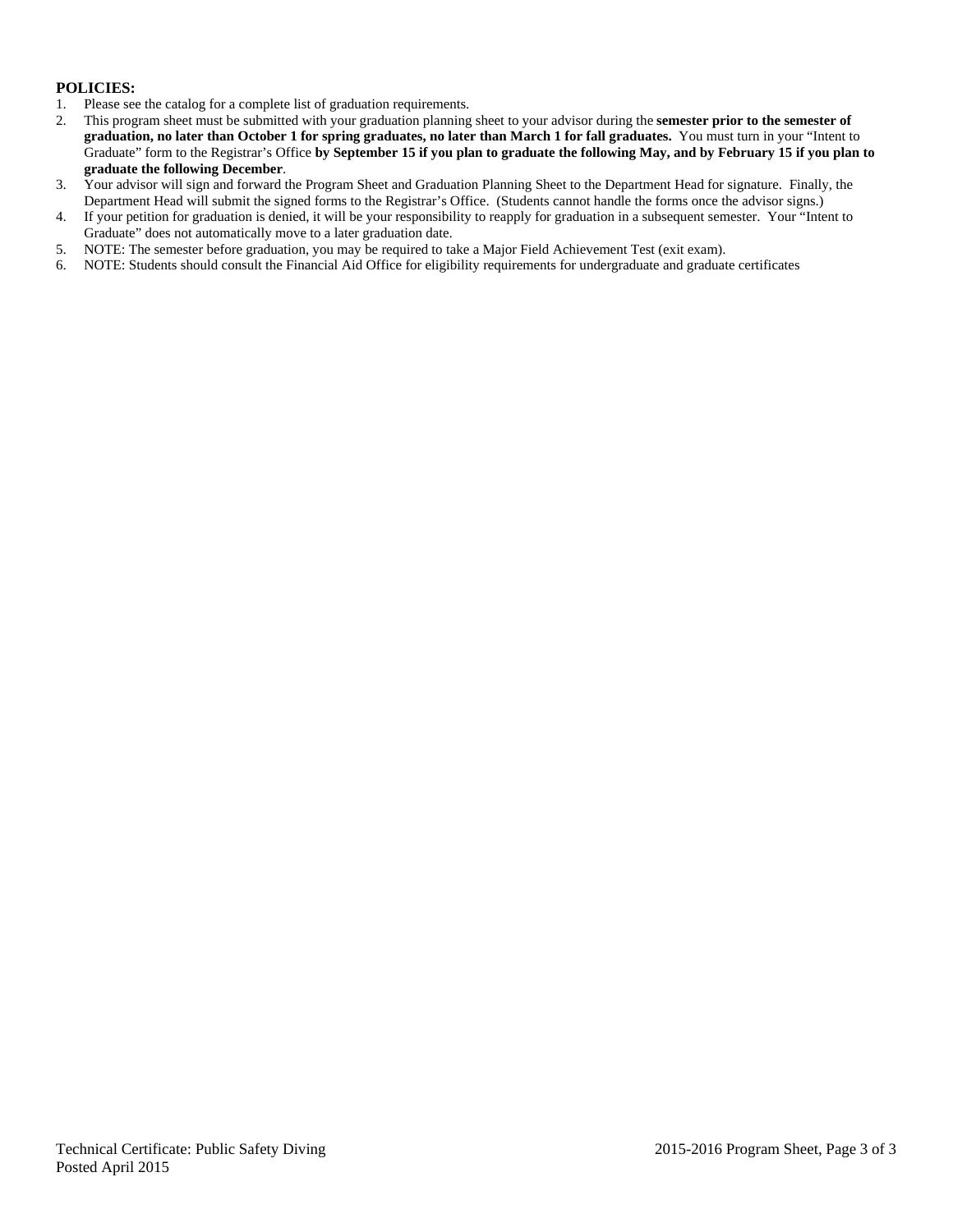**POLICIES:**

1. Please see the catalog for a complete list of graduation requirements.
2. This program sheet must be submitted with your graduation planning sheet to your advisor during the **semester prior to the semester of graduation, no later than October 1 for spring graduates, no later than March 1 for fall graduates.** You must turn in your "Intent to Graduate" form to the Registrar's Office **by September 15 if you plan to graduate the following May, and by February 15 if you plan to graduate the following December**.
3. Your advisor will sign and forward the Program Sheet and Graduation Planning Sheet to the Department Head for signature. Finally, the Department Head will submit the signed forms to the Registrar's Office. (Students cannot handle the forms once the advisor signs.)
4. If your petition for graduation is denied, it will be your responsibility to reapply for graduation in a subsequent semester. Your "Intent to Graduate" does not automatically move to a later graduation date.
5. NOTE: The semester before graduation, you may be required to take a Major Field Achievement Test (exit exam).
6. NOTE: Students should consult the Financial Aid Office for eligibility requirements for undergraduate and graduate certificates